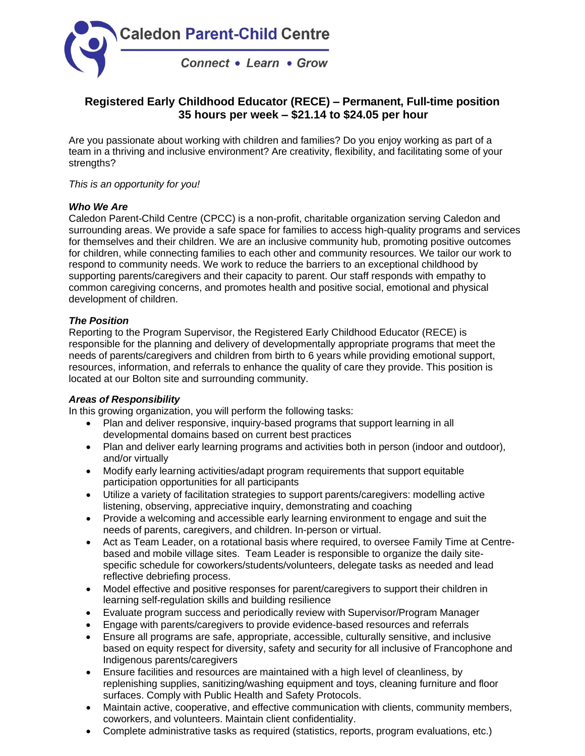Caledon Parent-Child Centre

*Connect • Learn • Grow*

## Registered Early Childhood Educator (RECE) – Permanent, Full-time position
## 35 hours per week – $21.14 to $24.05 per hour

Are you passionate about working with children and families? Do you enjoy working as part of a team in a thriving and inclusive environment? Are creativity, flexibility, and facilitating some of your strengths?

*This is an opportunity for you!*

### *Who We Are*

Caledon Parent-Child Centre (CPCC) is a non-profit, charitable organization serving Caledon and surrounding areas. We provide a safe space for families to access high-quality programs and services for themselves and their children. We are an inclusive community hub, promoting positive outcomes for children, while connecting families to each other and community resources. We tailor our work to respond to community needs. We work to reduce the barriers to an exceptional childhood by supporting parents/caregivers and their capacity to parent. Our staff responds with empathy to common caregiving concerns, and promotes health and positive social, emotional and physical development of children.

### *The Position*

Reporting to the Program Supervisor, the Registered Early Childhood Educator (RECE) is responsible for the planning and delivery of developmentally appropriate programs that meet the needs of parents/caregivers and children from birth to 6 years while providing emotional support, resources, information, and referrals to enhance the quality of care they provide. This position is located at our Bolton site and surrounding community.

### *Areas of Responsibility*

In this growing organization, you will perform the following tasks:

- Plan and deliver responsive, inquiry-based programs that support learning in all developmental domains based on current best practices
- Plan and deliver early learning programs and activities both in person (indoor and outdoor), and/or virtually
- Modify early learning activities/adapt program requirements that support equitable participation opportunities for all participants
- Utilize a variety of facilitation strategies to support parents/caregivers: modelling active listening, observing, appreciative inquiry, demonstrating and coaching
- Provide a welcoming and accessible early learning environment to engage and suit the needs of parents, caregivers, and children. In-person or virtual.
- Act as Team Leader, on a rotational basis where required, to oversee Family Time at Centre-based and mobile village sites. Team Leader is responsible to organize the daily site-specific schedule for coworkers/students/volunteers, delegate tasks as needed and lead reflective debriefing process.
- Model effective and positive responses for parent/caregivers to support their children in learning self-regulation skills and building resilience
- Evaluate program success and periodically review with Supervisor/Program Manager
- Engage with parents/caregivers to provide evidence-based resources and referrals
- Ensure all programs are safe, appropriate, accessible, culturally sensitive, and inclusive based on equity respect for diversity, safety and security for all inclusive of Francophone and Indigenous parents/caregivers
- Ensure facilities and resources are maintained with a high level of cleanliness, by replenishing supplies, sanitizing/washing equipment and toys, cleaning furniture and floor surfaces. Comply with Public Health and Safety Protocols.
- Maintain active, cooperative, and effective communication with clients, community members, coworkers, and volunteers. Maintain client confidentiality.
- Complete administrative tasks as required (statistics, reports, program evaluations, etc.)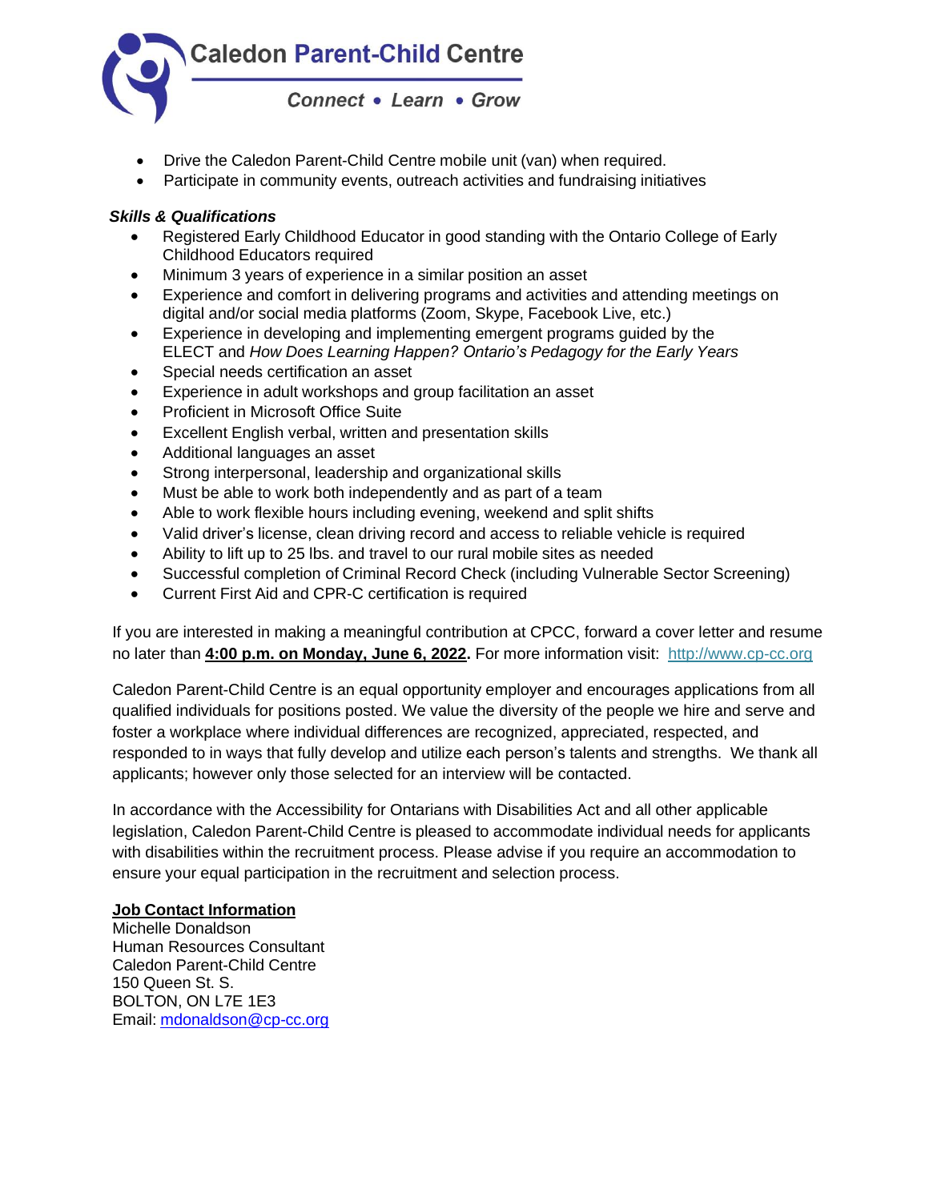- Drive the Caledon Parent-Child Centre mobile unit (van) when required.
- Participate in community events, outreach activities and fundraising initiatives

***Skills & Qualifications***

- Registered Early Childhood Educator in good standing with the Ontario College of Early Childhood Educators required
- Minimum 3 years of experience in a similar position an asset
- Experience and comfort in delivering programs and activities and attending meetings on digital and/or social media platforms (Zoom, Skype, Facebook Live, etc.)
- Experience in developing and implementing emergent programs guided by the ELECT and *How Does Learning Happen? Ontario's Pedagogy for the Early Years*
- Special needs certification an asset
- Experience in adult workshops and group facilitation an asset
- Proficient in Microsoft Office Suite
- Excellent English verbal, written and presentation skills
- Additional languages an asset
- Strong interpersonal, leadership and organizational skills
- Must be able to work both independently and as part of a team
- Able to work flexible hours including evening, weekend and split shifts
- Valid driver's license, clean driving record and access to reliable vehicle is required
- Ability to lift up to 25 lbs. and travel to our rural mobile sites as needed
- Successful completion of Criminal Record Check (including Vulnerable Sector Screening)
- Current First Aid and CPR-C certification is required

If you are interested in making a meaningful contribution at CPCC, forward a cover letter and resume no later than **4:00 p.m. on Monday, June 6, 2022**. For more information visit: http://www.cp-cc.org

Caledon Parent-Child Centre is an equal opportunity employer and encourages applications from all qualified individuals for positions posted. We value the diversity of the people we hire and serve and foster a workplace where individual differences are recognized, appreciated, respected, and responded to in ways that fully develop and utilize each person's talents and strengths. We thank all applicants; however only those selected for an interview will be contacted.

In accordance with the Accessibility for Ontarians with Disabilities Act and all other applicable legislation, Caledon Parent-Child Centre is pleased to accommodate individual needs for applicants with disabilities within the recruitment process. Please advise if you require an accommodation to ensure your equal participation in the recruitment and selection process.

**Job Contact Information**

Michelle Donaldson
Human Resources Consultant
Caledon Parent-Child Centre
150 Queen St. S.
BOLTON, ON L7E 1E3
Email: mdonaldson@cp-cc.org